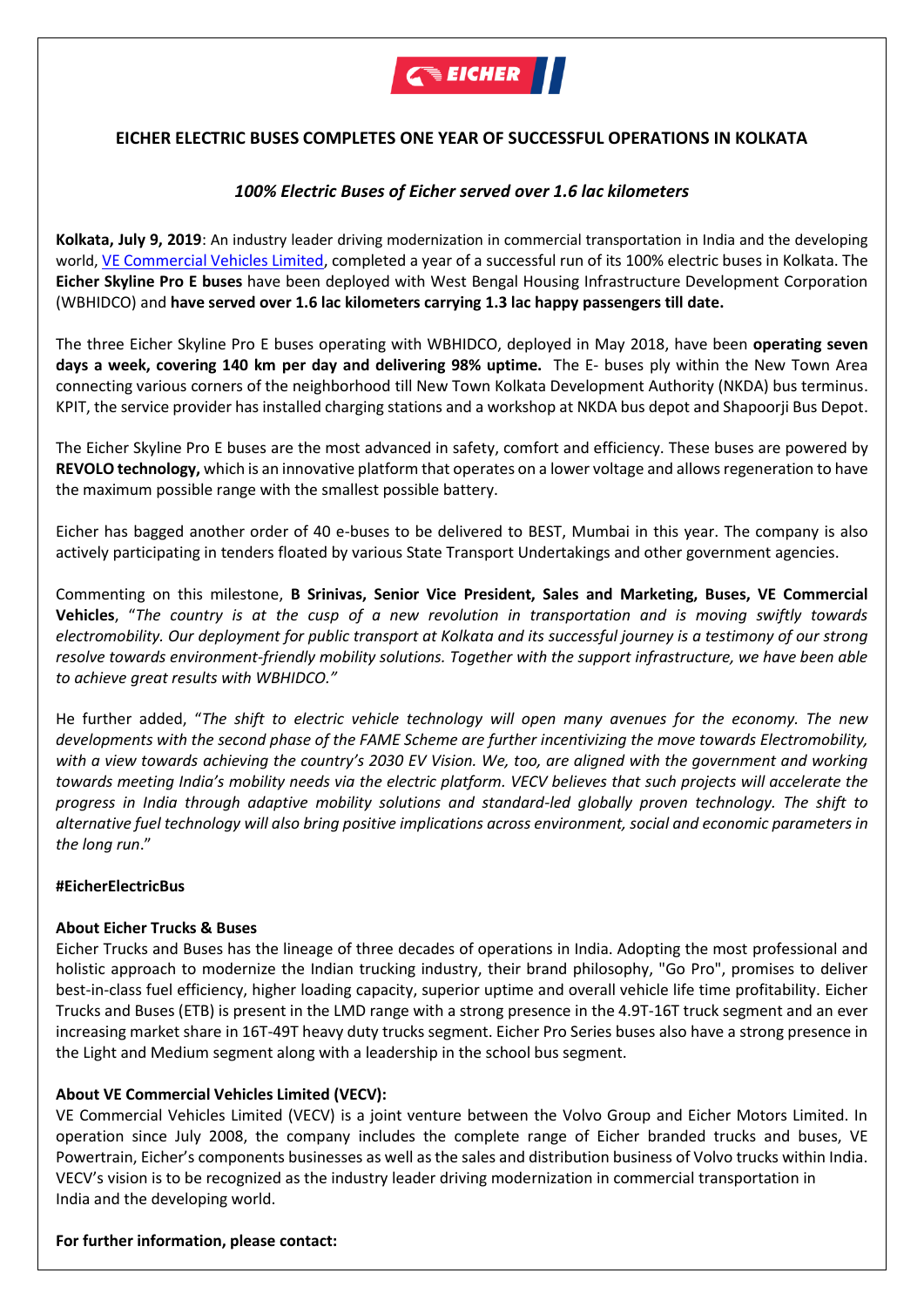## EICHER ELECTRIC BUSES COMPLETES ONE YEAR OF SUCCESSFUL OPERATIONS IN KOLKATA

*100% Electric Buses of Eicher served over 1.6 lac kilometers*

**Kolkata, July 9, 2019**: An industry leader driving modernization in commercial transportation in India and the developing world, VE Commercial Vehicles Limited, completed a year of a successful run of its 100% electric buses in Kolkata. The **Eicher Skyline Pro E buses** have been deployed with West Bengal Housing Infrastructure Development Corporation (WBHIDCO) and **have served over 1.6 lac kilometers carrying 1.3 lac happy passengers till date.**

The three Eicher Skyline Pro E buses operating with WBHIDCO, deployed in May 2018, have been **operating seven days a week, covering 140 km per day and delivering 98% uptime.** The E- buses ply within the New Town Area connecting various corners of the neighborhood till New Town Kolkata Development Authority (NKDA) bus terminus. KPIT, the service provider has installed charging stations and a workshop at NKDA bus depot and Shapoorji Bus Depot.

The Eicher Skyline Pro E buses are the most advanced in safety, comfort and efficiency. These buses are powered by **REVOLO technology,** which is an innovative platform that operates on a lower voltage and allows regeneration to have the maximum possible range with the smallest possible battery.

Eicher has bagged another order of 40 e-buses to be delivered to BEST, Mumbai in this year. The company is also actively participating in tenders floated by various State Transport Undertakings and other government agencies.

Commenting on this milestone, **B Srinivas, Senior Vice President, Sales and Marketing, Buses, VE Commercial Vehicles**, "*The country is at the cusp of a new revolution in transportation and is moving swiftly towards electromobility. Our deployment for public transport at Kolkata and its successful journey is a testimony of our strong resolve towards environment-friendly mobility solutions. Together with the support infrastructure, we have been able to achieve great results with WBHIDCO.*"

He further added, "*The shift to electric vehicle technology will open many avenues for the economy. The new developments with the second phase of the FAME Scheme are further incentivizing the move towards Electromobility, with a view towards achieving the country's 2030 EV Vision. We, too, are aligned with the government and working towards meeting India's mobility needs via the electric platform. VECV believes that such projects will accelerate the progress in India through adaptive mobility solutions and standard-led globally proven technology. The shift to alternative fuel technology will also bring positive implications across environment, social and economic parameters in the long run*."

**#EicherElectricBus**

**About Eicher Trucks & Buses**

Eicher Trucks and Buses has the lineage of three decades of operations in India. Adopting the most professional and holistic approach to modernize the Indian trucking industry, their brand philosophy, "Go Pro", promises to deliver best-in-class fuel efficiency, higher loading capacity, superior uptime and overall vehicle life time profitability. Eicher Trucks and Buses (ETB) is present in the LMD range with a strong presence in the 4.9T-16T truck segment and an ever increasing market share in 16T-49T heavy duty trucks segment. Eicher Pro Series buses also have a strong presence in the Light and Medium segment along with a leadership in the school bus segment.

**About VE Commercial Vehicles Limited (VECV):**

VE Commercial Vehicles Limited (VECV) is a joint venture between the Volvo Group and Eicher Motors Limited. In operation since July 2008, the company includes the complete range of Eicher branded trucks and buses, VE Powertrain, Eicher's components businesses as well as the sales and distribution business of Volvo trucks within India. VECV's vision is to be recognized as the industry leader driving modernization in commercial transportation in India and the developing world.

**For further information, please contact:**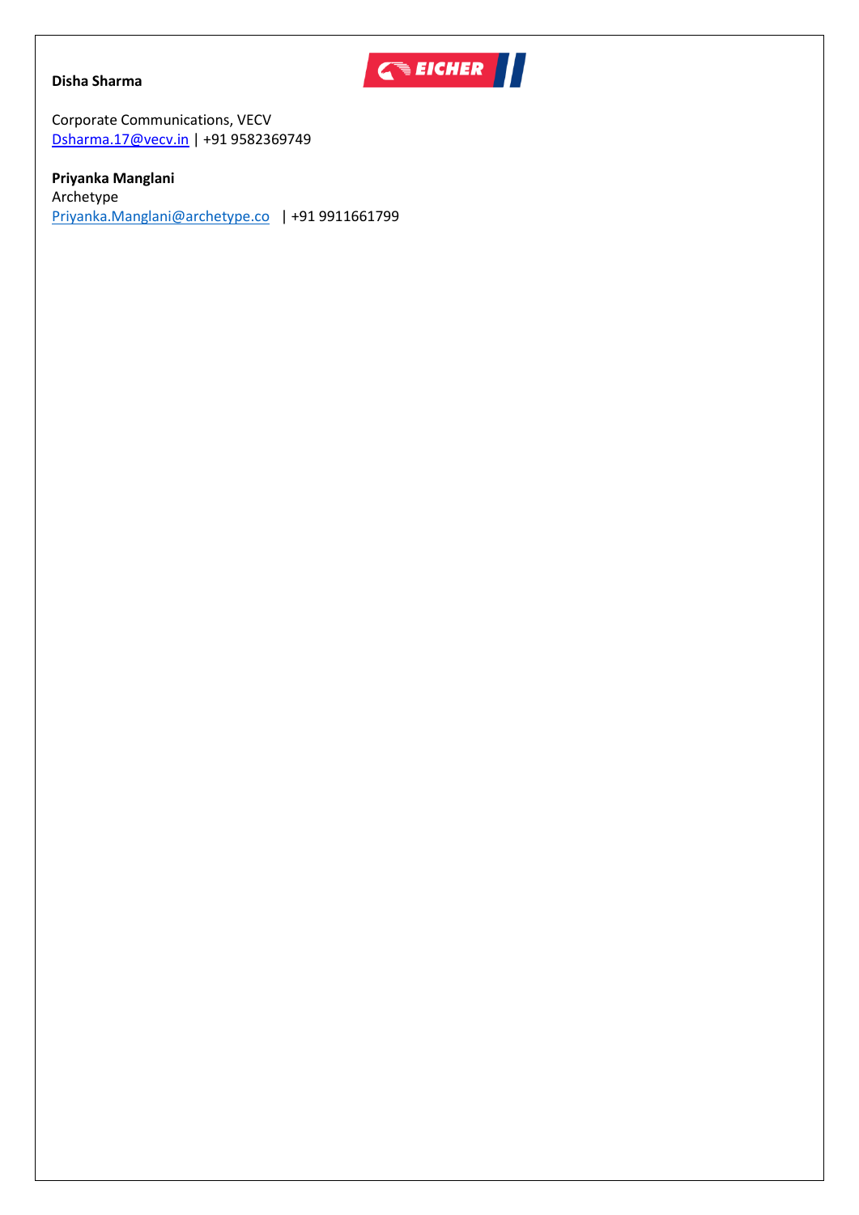**Disha Sharma**

Corporate Communications, VECV
Dsharma.17@vecv.in | +91 9582369749

**Priyanka Manglani**
Archetype
Priyanka.Manglani@archetype.co | +91 9911661799